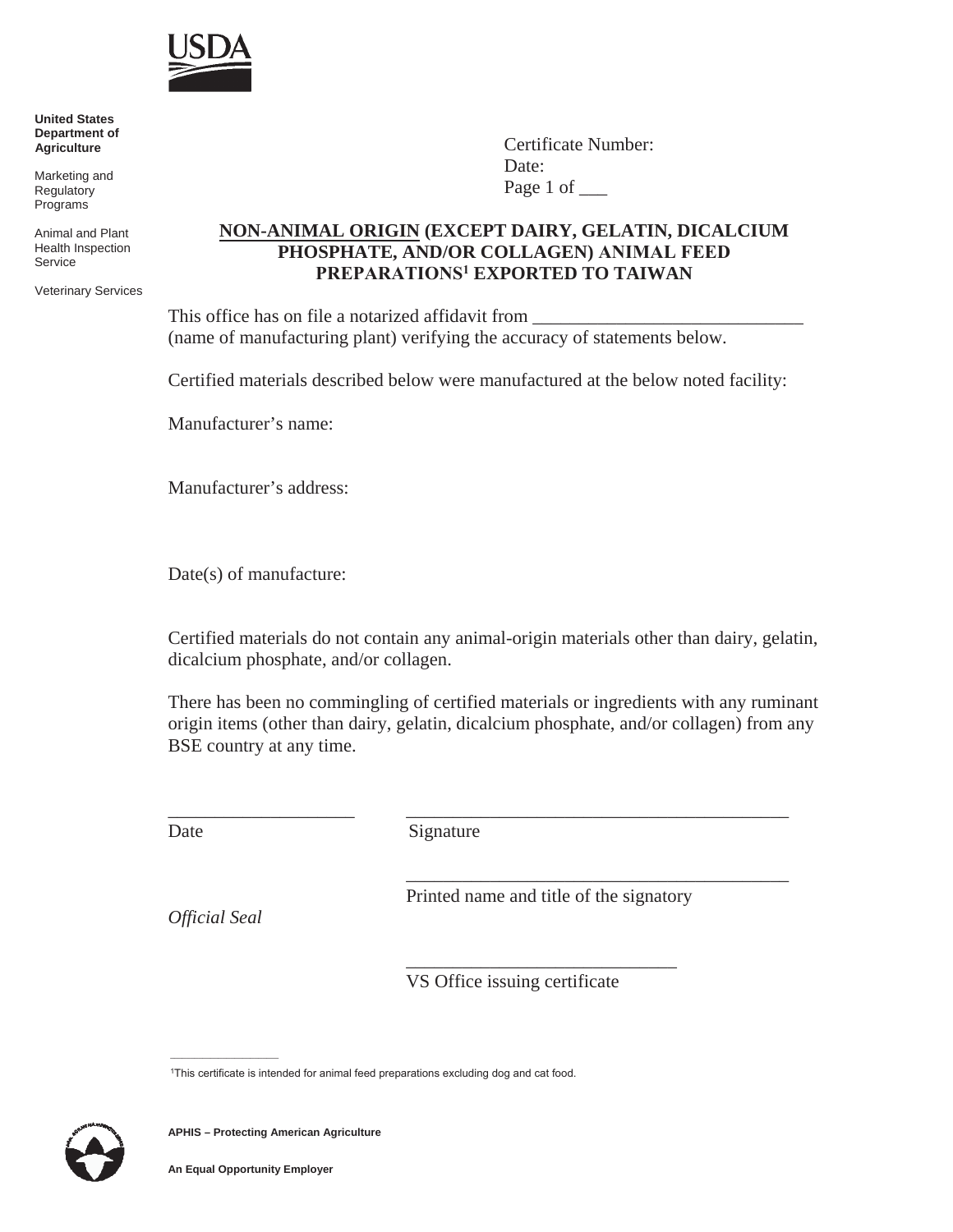USDA

**United States Department of Agriculture**

Marketing and Regulatory Programs

Animal and Plant Health Inspection Service

Veterinary Services

Certificate Number:
Date:
Page 1 of ___

## NON-ANIMAL ORIGIN (EXCEPT DAIRY, GELATIN, DICALCIUM PHOSPHATE, AND/OR COLLAGEN) ANIMAL FEED PREPARATIONS[1] EXPORTED TO TAIWAN

This office has on file a notarized affidavit from ____________________________ (name of manufacturing plant) verifying the accuracy of statements below.

Certified materials described below were manufactured at the below noted facility:

Manufacturer's name:

Manufacturer's address:

Date(s) of manufacture:

Certified materials do not contain any animal-origin materials other than dairy, gelatin, dicalcium phosphate, and/or collagen.

There has been no commingling of certified materials or ingredients with any ruminant origin items (other than dairy, gelatin, dicalcium phosphate, and/or collagen) from any BSE country at any time.

___________________ ________________________________________
Date Signature

________________________________________
Printed name and title of the signatory

*Official Seal*

____________________________
VS Office issuing certificate

[1]This certificate is intended for animal feed preparations excluding dog and cat food.

**APHIS – Protecting American Agriculture**

**An Equal Opportunity Employer**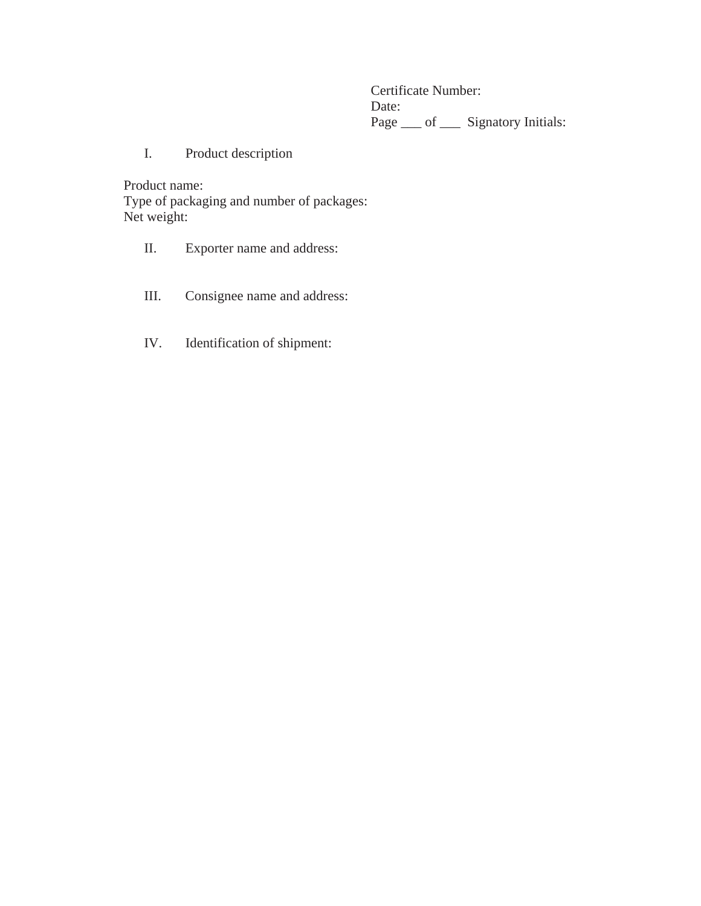Certificate Number:
Date:
Page ___ of ___ Signatory Initials:

I. Product description

Product name:
Type of packaging and number of packages:
Net weight:

II. Exporter name and address:

III. Consignee name and address:

IV. Identification of shipment: